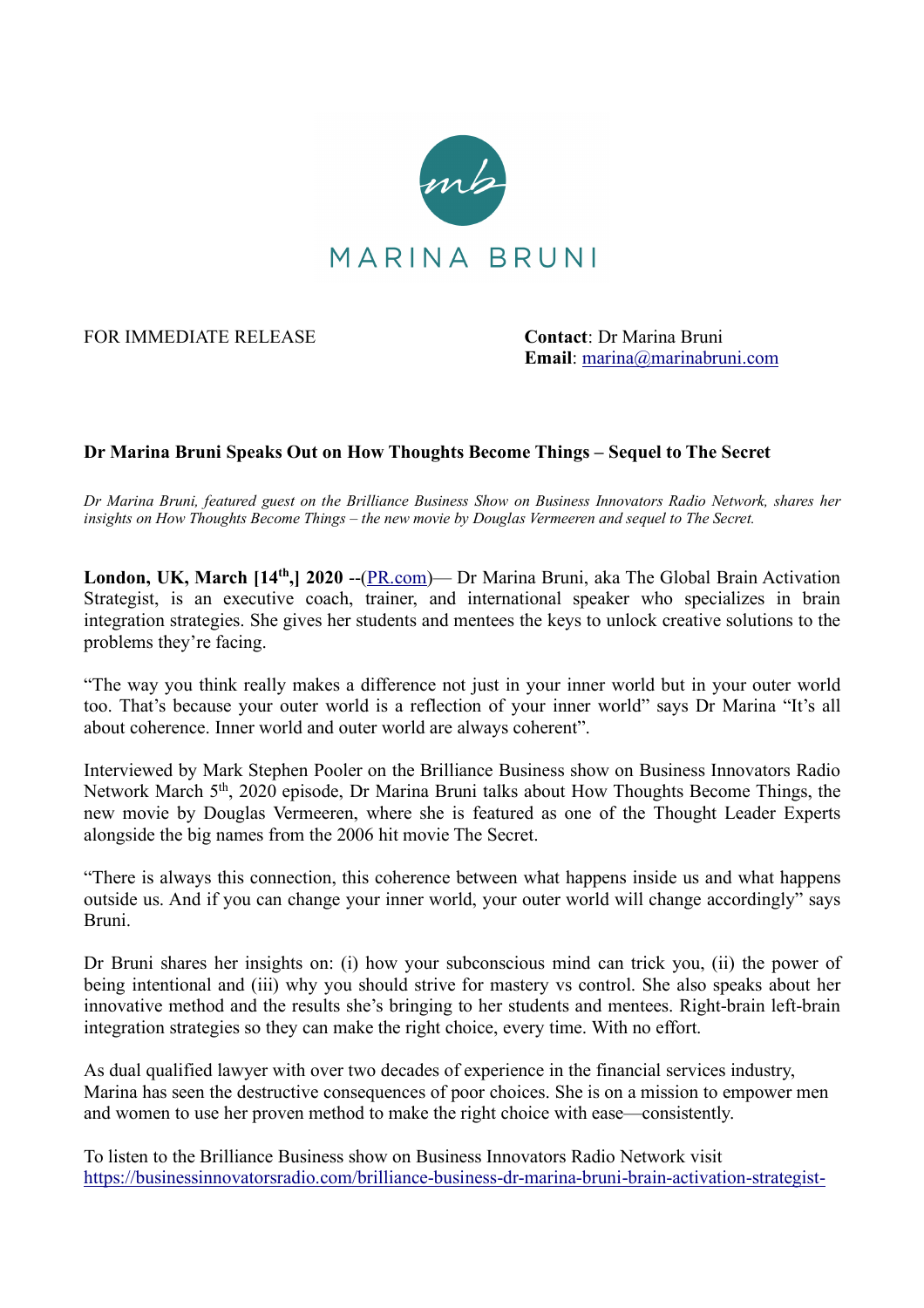MARINA BRUNI

FOR IMMEDIATE RELEASE

**Contact**: Dr Marina Bruni
**Email**: marina@marinabruni.com

**Dr Marina Bruni Speaks Out on How Thoughts Become Things – Sequel to The Secret**

*Dr Marina Bruni, featured guest on the Brilliance Business Show on Business Innovators Radio Network, shares her insights on How Thoughts Become Things – the new movie by Douglas Vermeeren and sequel to The Secret.*

**London, UK, March [14th,] 2020** --(PR.com)— Dr Marina Bruni, aka The Global Brain Activation Strategist, is an executive coach, trainer, and international speaker who specializes in brain integration strategies. She gives her students and mentees the keys to unlock creative solutions to the problems they're facing.

"The way you think really makes a difference not just in your inner world but in your outer world too. That's because your outer world is a reflection of your inner world" says Dr Marina "It's all about coherence. Inner world and outer world are always coherent".

Interviewed by Mark Stephen Pooler on the Brilliance Business show on Business Innovators Radio Network March 5th, 2020 episode, Dr Marina Bruni talks about How Thoughts Become Things, the new movie by Douglas Vermeeren, where she is featured as one of the Thought Leader Experts alongside the big names from the 2006 hit movie The Secret.

"There is always this connection, this coherence between what happens inside us and what happens outside us. And if you can change your inner world, your outer world will change accordingly" says Bruni.

Dr Bruni shares her insights on: (i) how your subconscious mind can trick you, (ii) the power of being intentional and (iii) why you should strive for mastery vs control. She also speaks about her innovative method and the results she's bringing to her students and mentees. Right-brain left-brain integration strategies so they can make the right choice, every time. With no effort.

As dual qualified lawyer with over two decades of experience in the financial services industry, Marina has seen the destructive consequences of poor choices. She is on a mission to empower men and women to use her proven method to make the right choice with ease—consistently.

To listen to the Brilliance Business show on Business Innovators Radio Network visit https://businessinnovatorsradio.com/brilliance-business-dr-marina-bruni-brain-activation-strategist-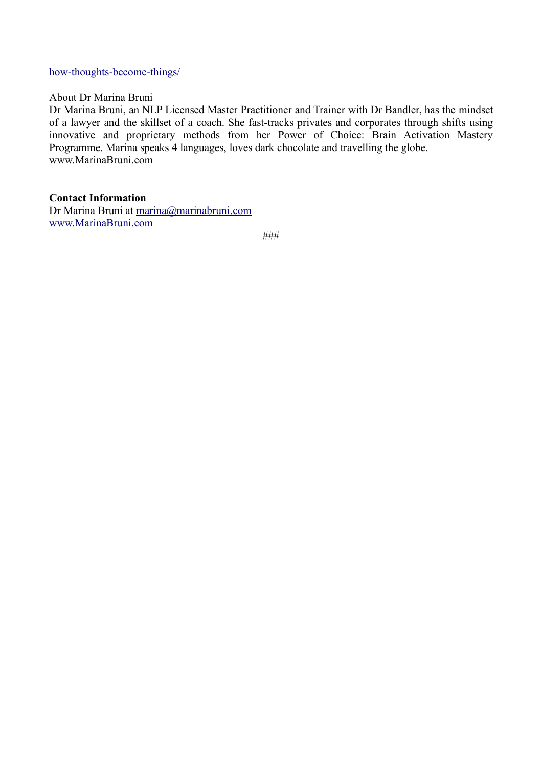how-thoughts-become-things/

About Dr Marina Bruni

Dr Marina Bruni, an NLP Licensed Master Practitioner and Trainer with Dr Bandler, has the mindset of a lawyer and the skillset of a coach. She fast-tracks privates and corporates through shifts using innovative and proprietary methods from her Power of Choice: Brain Activation Mastery Programme. Marina speaks 4 languages, loves dark chocolate and travelling the globe.
www.MarinaBruni.com

**Contact Information**

Dr Marina Bruni at marina@marinabruni.com
www.MarinaBruni.com

###